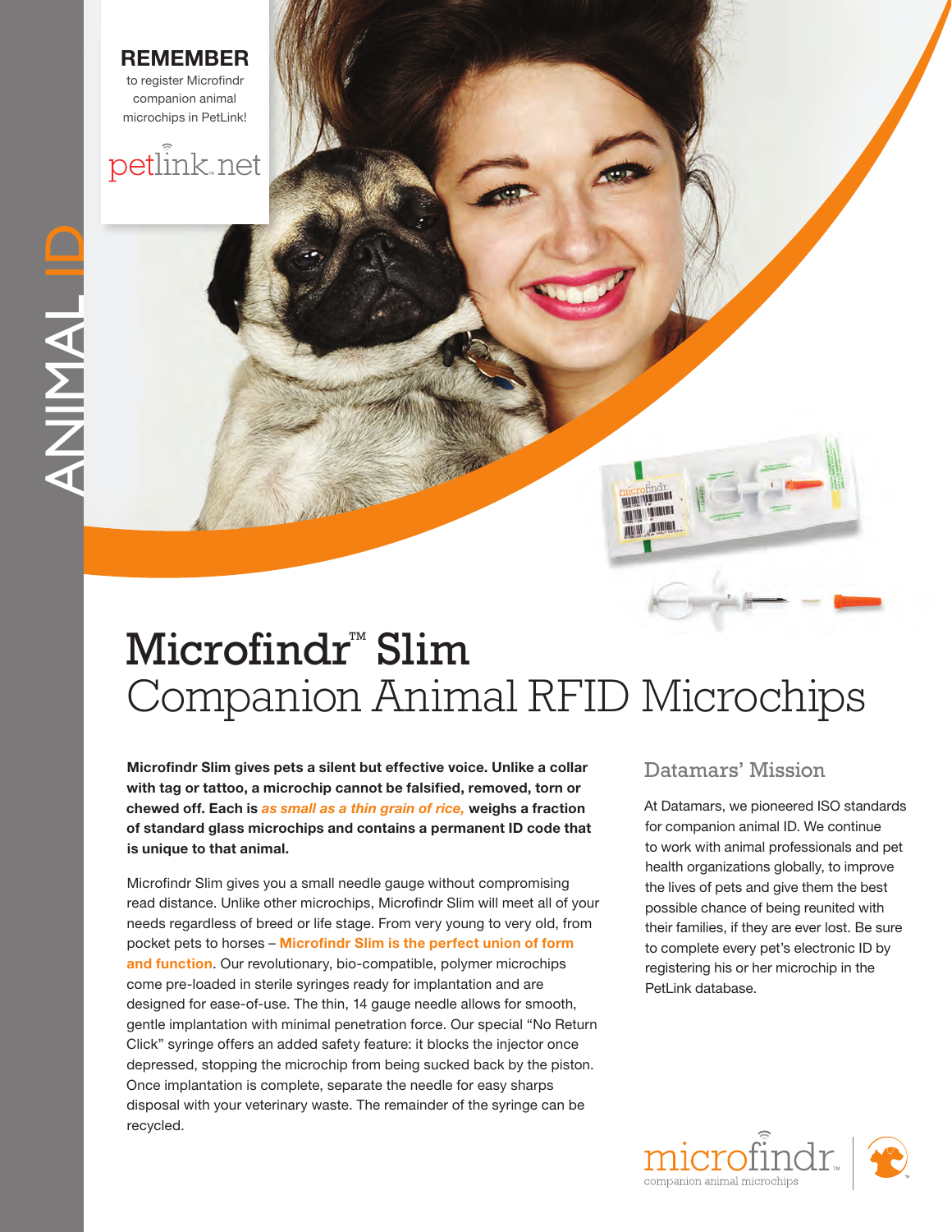ANIMAL ID

**REMEMBER**

to register Microfindr companion animal microchips in PetLink!

petlink.net

# Microfindr™ Slim
## Companion Animal RFID Microchips

**Microfindr Slim gives pets a silent but effective voice. Unlike a collar with tag or tattoo, a microchip cannot be falsified, removed, torn or chewed off. Each is *as small as a thin grain of rice,* weighs a fraction of standard glass microchips and contains a permanent ID code that is unique to that animal.**

Microfindr Slim gives you a small needle gauge without compromising read distance. Unlike other microchips, Microfindr Slim will meet all of your needs regardless of breed or life stage. From very young to very old, from pocket pets to horses – **Microfindr Slim is the perfect union of form and function**. Our revolutionary, bio-compatible, polymer microchips come pre-loaded in sterile syringes ready for implantation and are designed for ease-of-use. The thin, 14 gauge needle allows for smooth, gentle implantation with minimal penetration force. Our special "No Return Click" syringe offers an added safety feature: it blocks the injector once depressed, stopping the microchip from being sucked back by the piston. Once implantation is complete, separate the needle for easy sharps disposal with your veterinary waste. The remainder of the syringe can be recycled.

### Datamars' Mission

At Datamars, we pioneered ISO standards for companion animal ID. We continue to work with animal professionals and pet health organizations globally, to improve the lives of pets and give them the best possible chance of being reunited with their families, if they are ever lost. Be sure to complete every pet's electronic ID by registering his or her microchip in the PetLink database.

microfindr™
companion animal microchips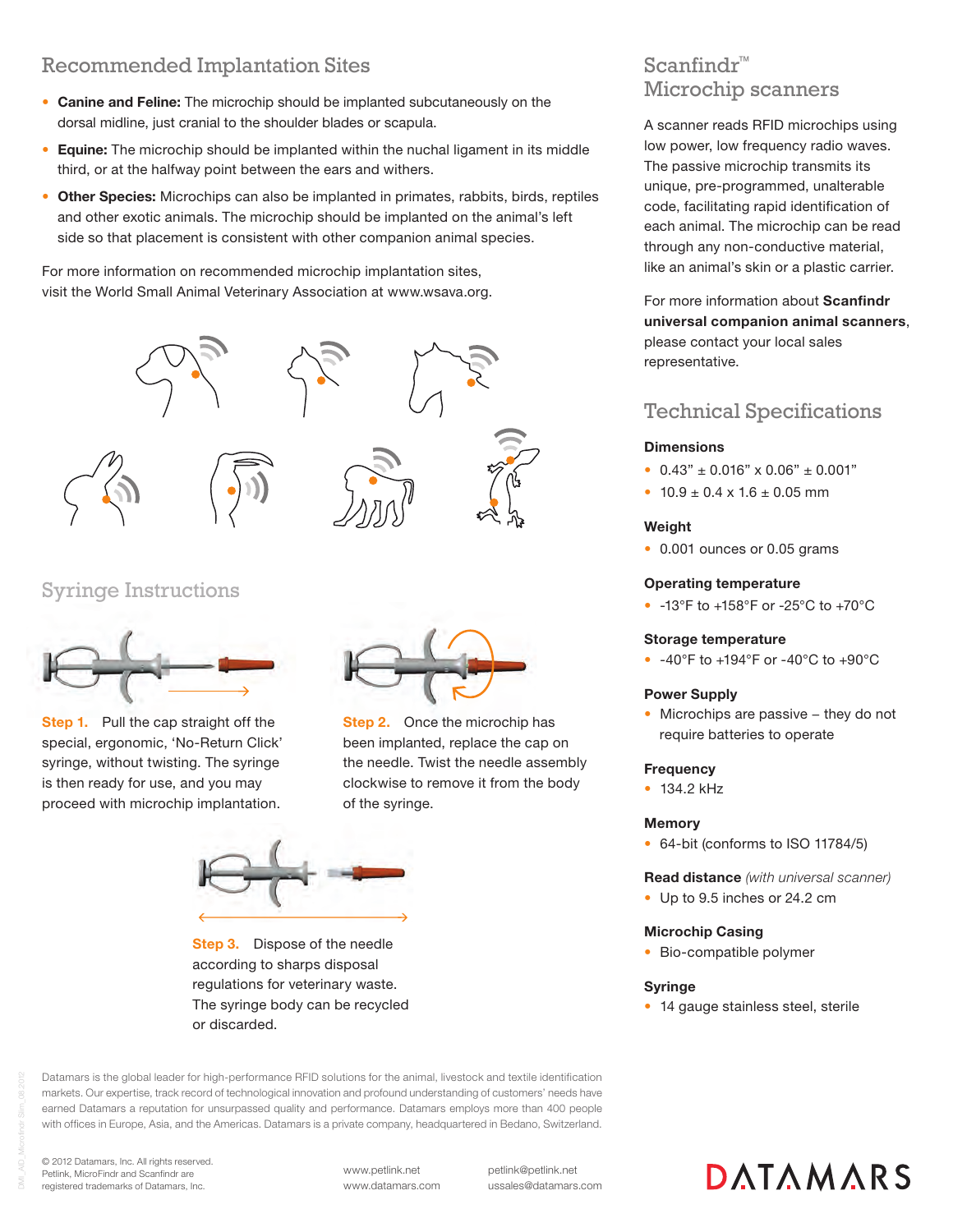## Recommended Implantation Sites

- **Canine and Feline:** The microchip should be implanted subcutaneously on the dorsal midline, just cranial to the shoulder blades or scapula.
- **Equine:** The microchip should be implanted within the nuchal ligament in its middle third, or at the halfway point between the ears and withers.
- **Other Species:** Microchips can also be implanted in primates, rabbits, birds, reptiles and other exotic animals. The microchip should be implanted on the animal's left side so that placement is consistent with other companion animal species.

For more information on recommended microchip implantation sites, visit the World Small Animal Veterinary Association at www.wsava.org.

## Syringe Instructions

**Step 1.** Pull the cap straight off the special, ergonomic, 'No-Return Click' syringe, without twisting. The syringe is then ready for use, and you may proceed with microchip implantation.

**Step 2.** Once the microchip has been implanted, replace the cap on the needle. Twist the needle assembly clockwise to remove it from the body of the syringe.

**Step 3.** Dispose of the needle according to sharps disposal regulations for veterinary waste. The syringe body can be recycled or discarded.

## Scanfindr™ Microchip scanners

A scanner reads RFID microchips using low power, low frequency radio waves. The passive microchip transmits its unique, pre-programmed, unalterable code, facilitating rapid identification of each animal. The microchip can be read through any non-conductive material, like an animal's skin or a plastic carrier.

For more information about **Scanfindr universal companion animal scanners**, please contact your local sales representative.

## Technical Specifications

**Dimensions**

- 0.43" ± 0.016" x 0.06" ± 0.001"
- 10.9 ± 0.4 x 1.6 ± 0.05 mm

**Weight**

- 0.001 ounces or 0.05 grams

**Operating temperature**

- -13°F to +158°F or -25°C to +70°C

**Storage temperature**

- -40°F to +194°F or -40°C to +90°C

**Power Supply**

- Microchips are passive – they do not require batteries to operate

**Frequency**

- 134.2 kHz

**Memory**

- 64-bit (conforms to ISO 11784/5)

**Read distance** *(with universal scanner)*

- Up to 9.5 inches or 24.2 cm

**Microchip Casing**

- Bio-compatible polymer

**Syringe**

- 14 gauge stainless steel, sterile

Datamars is the global leader for high-performance RFID solutions for the animal, livestock and textile identification markets. Our expertise, track record of technological innovation and profound understanding of customers' needs have earned Datamars a reputation for unsurpassed quality and performance. Datamars employs more than 400 people with offices in Europe, Asia, and the Americas. Datamars is a private company, headquartered in Bedano, Switzerland.

© 2012 Datamars, Inc. All rights reserved.
Petlink, MicroFindr and Scanfindr are registered trademarks of Datamars, Inc.

www.petlink.net
www.datamars.com

petlink@petlink.net
ussales@datamars.com

DATAMARS